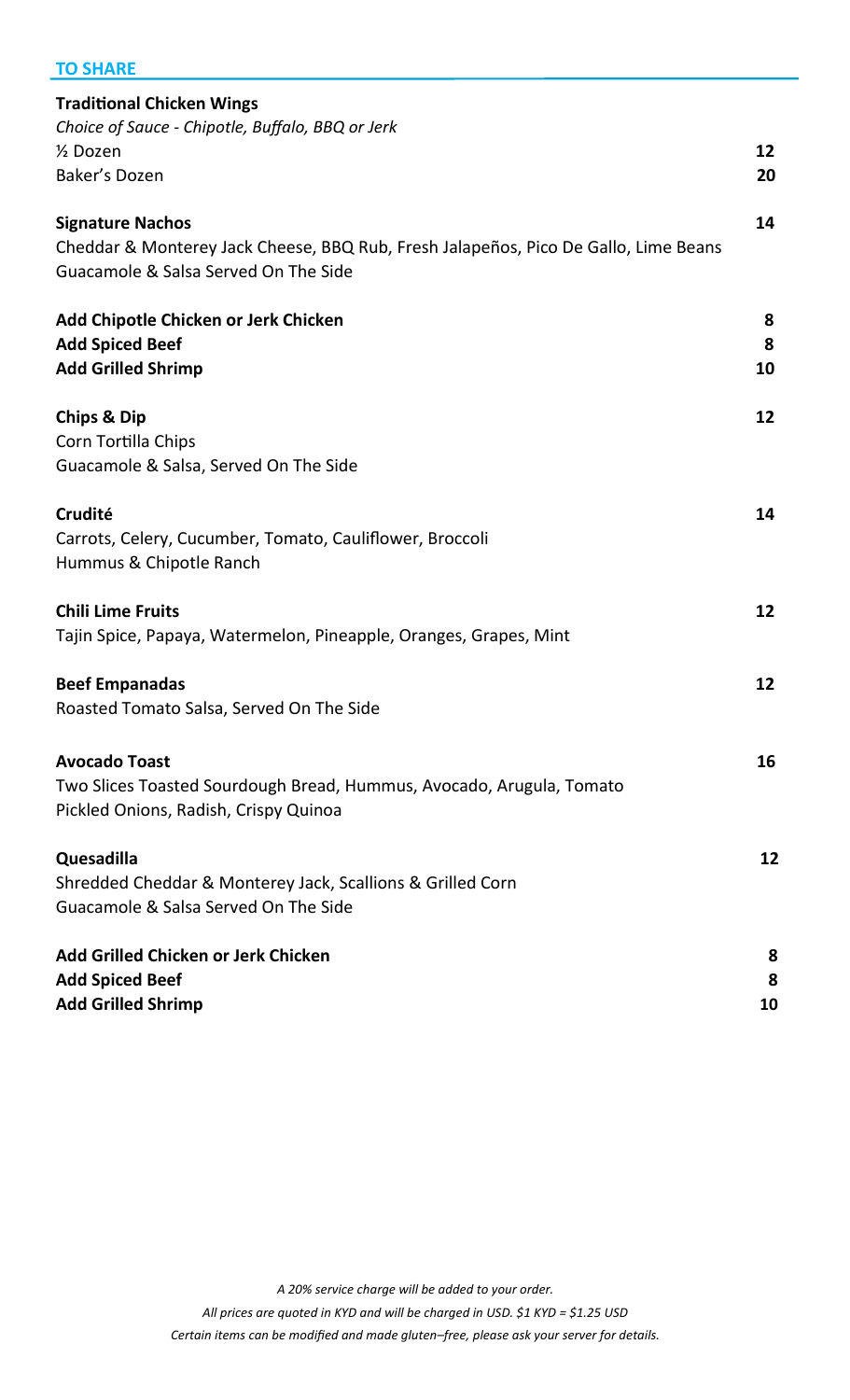## TO SHARE

**Traditional Chicken Wings**
*Choice of Sauce - Chipotle, Buffalo, BBQ or Jerk*
½ Dozen **12**
Baker's Dozen **20**

**Signature Nachos** **14**
Cheddar & Monterey Jack Cheese, BBQ Rub, Fresh Jalapeños, Pico De Gallo, Lime Beans
Guacamole & Salsa Served On The Side

**Add Chipotle Chicken or Jerk Chicken** **8**
**Add Spiced Beef** **8**
**Add Grilled Shrimp** **10**

**Chips & Dip** **12**
Corn Tortilla Chips
Guacamole & Salsa, Served On The Side

**Crudité** **14**
Carrots, Celery, Cucumber, Tomato, Cauliflower, Broccoli
Hummus & Chipotle Ranch

**Chili Lime Fruits** **12**
Tajin Spice, Papaya, Watermelon, Pineapple, Oranges, Grapes, Mint

**Beef Empanadas** **12**
Roasted Tomato Salsa, Served On The Side

**Avocado Toast** **16**
Two Slices Toasted Sourdough Bread, Hummus, Avocado, Arugula, Tomato
Pickled Onions, Radish, Crispy Quinoa

**Quesadilla** **12**
Shredded Cheddar & Monterey Jack, Scallions & Grilled Corn
Guacamole & Salsa Served On The Side

**Add Grilled Chicken or Jerk Chicken** **8**
**Add Spiced Beef** **8**
**Add Grilled Shrimp** **10**

*A 20% service charge will be added to your order.*
*All prices are quoted in KYD and will be charged in USD. $1 KYD = $1.25 USD*
*Certain items can be modified and made gluten–free, please ask your server for details.*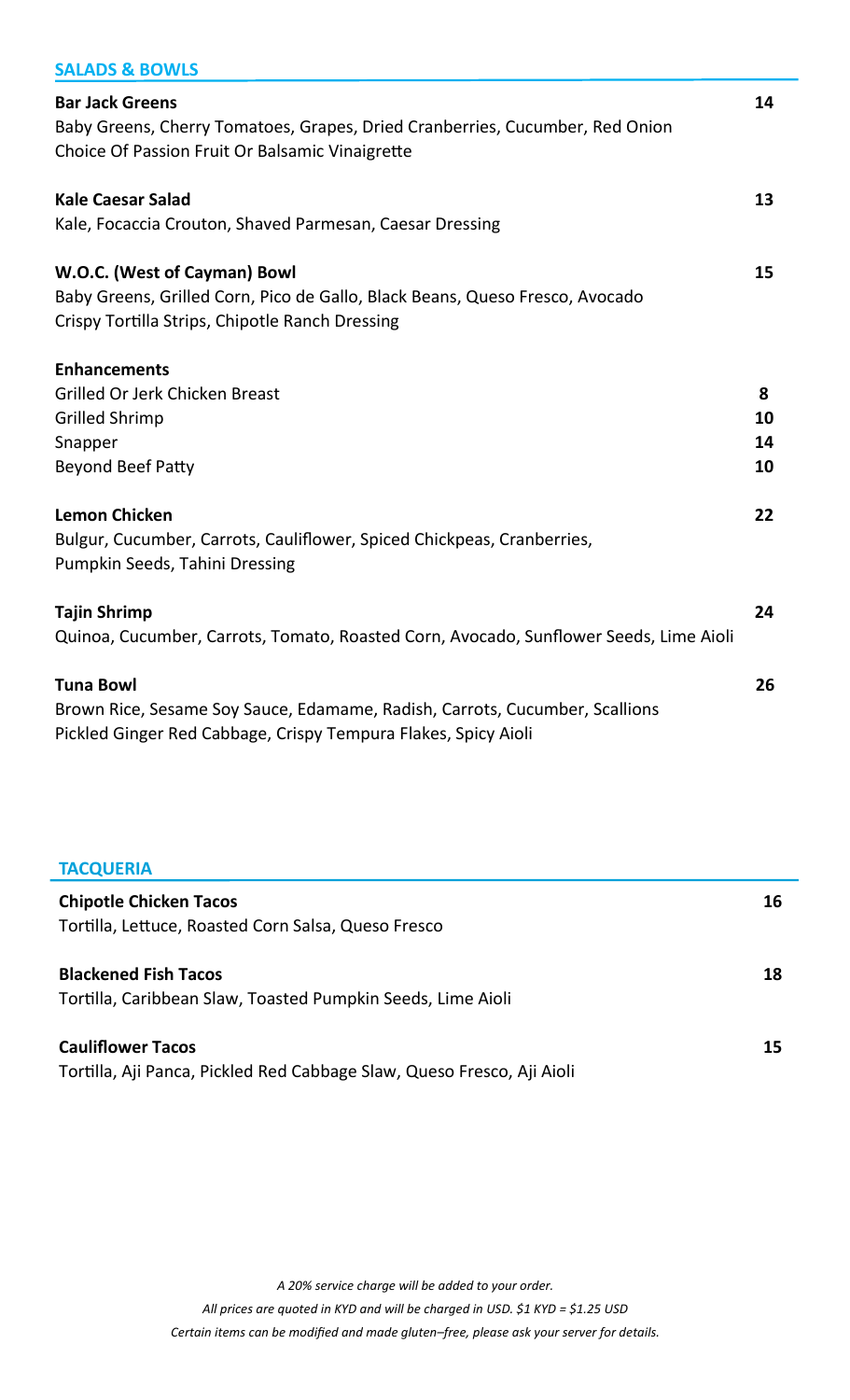## SALADS & BOWLS

**Bar Jack Greens** **14**
Baby Greens, Cherry Tomatoes, Grapes, Dried Cranberries, Cucumber, Red Onion
Choice Of Passion Fruit Or Balsamic Vinaigrette

**Kale Caesar Salad** **13**
Kale, Focaccia Crouton, Shaved Parmesan, Caesar Dressing

**W.O.C. (West of Cayman) Bowl** **15**
Baby Greens, Grilled Corn, Pico de Gallo, Black Beans, Queso Fresco, Avocado
Crispy Tortilla Strips, Chipotle Ranch Dressing

**Enhancements**

| Item | Price |
|---|---|
| Grilled Or Jerk Chicken Breast | 8 |
| Grilled Shrimp | 10 |
| Snapper | 14 |
| Beyond Beef Patty | 10 |

**Lemon Chicken** **22**
Bulgur, Cucumber, Carrots, Cauliflower, Spiced Chickpeas, Cranberries,
Pumpkin Seeds, Tahini Dressing

**Tajin Shrimp** **24**
Quinoa, Cucumber, Carrots, Tomato, Roasted Corn, Avocado, Sunflower Seeds, Lime Aioli

**Tuna Bowl** **26**
Brown Rice, Sesame Soy Sauce, Edamame, Radish, Carrots, Cucumber, Scallions
Pickled Ginger Red Cabbage, Crispy Tempura Flakes, Spicy Aioli

## TACQUERIA

**Chipotle Chicken Tacos** **16**
Tortilla, Lettuce, Roasted Corn Salsa, Queso Fresco

**Blackened Fish Tacos** **18**
Tortilla, Caribbean Slaw, Toasted Pumpkin Seeds, Lime Aioli

**Cauliflower Tacos** **15**
Tortilla, Aji Panca, Pickled Red Cabbage Slaw, Queso Fresco, Aji Aioli

*A 20% service charge will be added to your order.*
*All prices are quoted in KYD and will be charged in USD. $1 KYD = $1.25 USD*
*Certain items can be modified and made gluten–free, please ask your server for details.*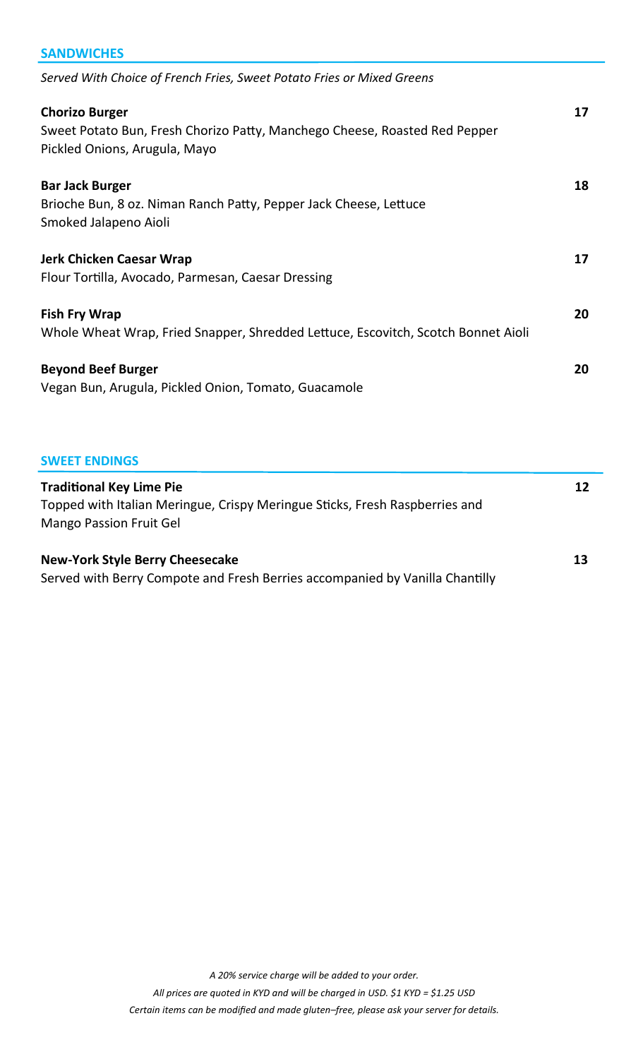## SANDWICHES

*Served With Choice of French Fries, Sweet Potato Fries or Mixed Greens*

**Chorizo Burger** 17
Sweet Potato Bun, Fresh Chorizo Patty, Manchego Cheese, Roasted Red Pepper
Pickled Onions, Arugula, Mayo

**Bar Jack Burger** 18
Brioche Bun, 8 oz. Niman Ranch Patty, Pepper Jack Cheese, Lettuce
Smoked Jalapeno Aioli

**Jerk Chicken Caesar Wrap** 17
Flour Tortilla, Avocado, Parmesan, Caesar Dressing

**Fish Fry Wrap** 20
Whole Wheat Wrap, Fried Snapper, Shredded Lettuce, Escovitch, Scotch Bonnet Aioli

**Beyond Beef Burger** 20
Vegan Bun, Arugula, Pickled Onion, Tomato, Guacamole

## SWEET ENDINGS

**Traditional Key Lime Pie** 12
Topped with Italian Meringue, Crispy Meringue Sticks, Fresh Raspberries and
Mango Passion Fruit Gel

**New-York Style Berry Cheesecake** 13
Served with Berry Compote and Fresh Berries accompanied by Vanilla Chantilly

*A 20% service charge will be added to your order.*

*All prices are quoted in KYD and will be charged in USD. $1 KYD = $1.25 USD*

*Certain items can be modified and made gluten–free, please ask your server for details.*